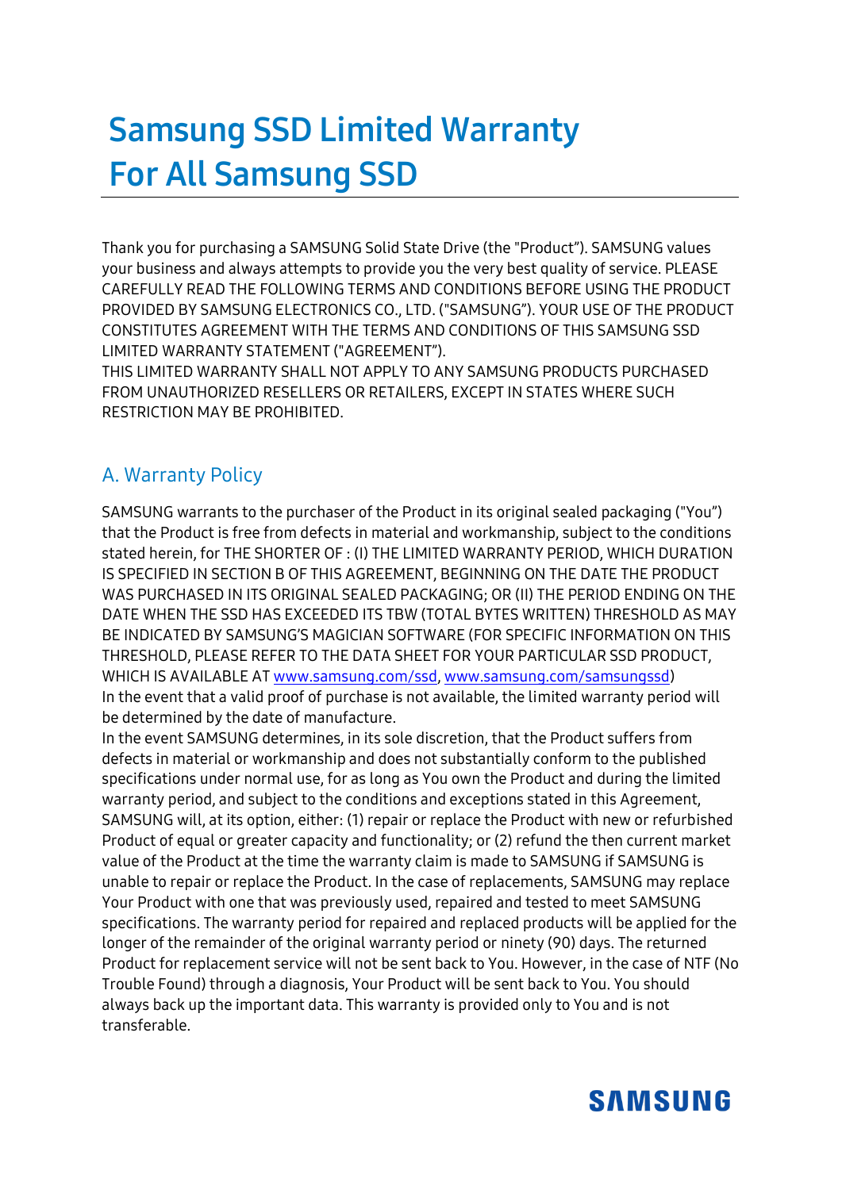# Samsung SSD Limited Warranty For All Samsung SSD

Thank you for purchasing a SAMSUNG Solid State Drive (the "Product"). SAMSUNG values your business and always attempts to provide you the very best quality of service. PLEASE CAREFULLY READ THE FOLLOWING TERMS AND CONDITIONS BEFORE USING THE PRODUCT PROVIDED BY SAMSUNG ELECTRONICS CO., LTD. ("SAMSUNG"). YOUR USE OF THE PRODUCT CONSTITUTES AGREEMENT WITH THE TERMS AND CONDITIONS OF THIS SAMSUNG SSD LIMITED WARRANTY STATEMENT ("AGREEMENT").
THIS LIMITED WARRANTY SHALL NOT APPLY TO ANY SAMSUNG PRODUCTS PURCHASED FROM UNAUTHORIZED RESELLERS OR RETAILERS, EXCEPT IN STATES WHERE SUCH RESTRICTION MAY BE PROHIBITED.

## A. Warranty Policy

SAMSUNG warrants to the purchaser of the Product in its original sealed packaging ("You") that the Product is free from defects in material and workmanship, subject to the conditions stated herein, for THE SHORTER OF : (I) THE LIMITED WARRANTY PERIOD, WHICH DURATION IS SPECIFIED IN SECTION B OF THIS AGREEMENT, BEGINNING ON THE DATE THE PRODUCT WAS PURCHASED IN ITS ORIGINAL SEALED PACKAGING; OR (II) THE PERIOD ENDING ON THE DATE WHEN THE SSD HAS EXCEEDED ITS TBW (TOTAL BYTES WRITTEN) THRESHOLD AS MAY BE INDICATED BY SAMSUNG'S MAGICIAN SOFTWARE (FOR SPECIFIC INFORMATION ON THIS THRESHOLD, PLEASE REFER TO THE DATA SHEET FOR YOUR PARTICULAR SSD PRODUCT, WHICH IS AVAILABLE AT [www.samsung.com/ssd](http://www.samsung.com/ssd), [www.samsung.com/samsungssd](http://www.samsung.com/samsungssd))
In the event that a valid proof of purchase is not available, the limited warranty period will be determined by the date of manufacture.
In the event SAMSUNG determines, in its sole discretion, that the Product suffers from defects in material or workmanship and does not substantially conform to the published specifications under normal use, for as long as You own the Product and during the limited warranty period, and subject to the conditions and exceptions stated in this Agreement, SAMSUNG will, at its option, either: (1) repair or replace the Product with new or refurbished Product of equal or greater capacity and functionality; or (2) refund the then current market value of the Product at the time the warranty claim is made to SAMSUNG if SAMSUNG is unable to repair or replace the Product. In the case of replacements, SAMSUNG may replace Your Product with one that was previously used, repaired and tested to meet SAMSUNG specifications. The warranty period for repaired and replaced products will be applied for the longer of the remainder of the original warranty period or ninety (90) days. The returned Product for replacement service will not be sent back to You. However, in the case of NTF (No Trouble Found) through a diagnosis, Your Product will be sent back to You. You should always back up the important data. This warranty is provided only to You and is not transferable.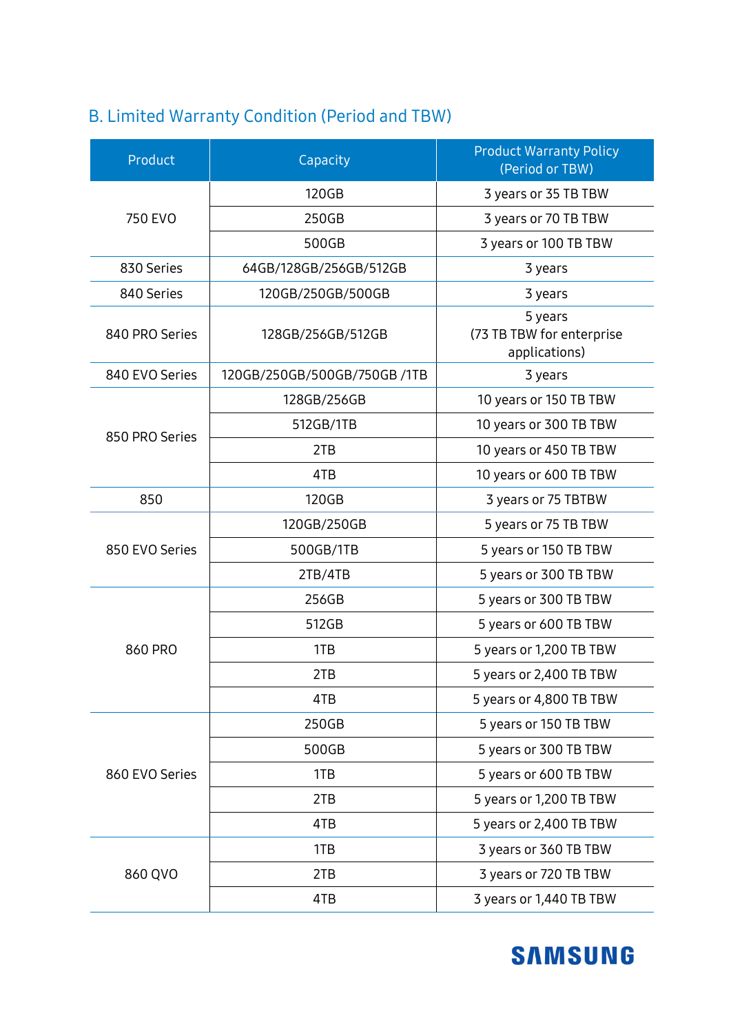## B. Limited Warranty Condition (Period and TBW)

| Product | Capacity | Product Warranty Policy (Period or TBW) |
|---|---|---|
| 750 EVO | 120GB | 3 years or 35 TB TBW |
| | 250GB | 3 years or 70 TB TBW |
| | 500GB | 3 years or 100 TB TBW |
| 830 Series | 64GB/128GB/256GB/512GB | 3 years |
| 840 Series | 120GB/250GB/500GB | 3 years |
| 840 PRO Series | 128GB/256GB/512GB | 5 years (73 TB TBW for enterprise applications) |
| 840 EVO Series | 120GB/250GB/500GB/750GB /1TB | 3 years |
| 850 PRO Series | 128GB/256GB | 10 years or 150 TB TBW |
| | 512GB/1TB | 10 years or 300 TB TBW |
| | 2TB | 10 years or 450 TB TBW |
| | 4TB | 10 years or 600 TB TBW |
| 850 | 120GB | 3 years or 75 TBTBW |
| 850 EVO Series | 120GB/250GB | 5 years or 75 TB TBW |
| | 500GB/1TB | 5 years or 150 TB TBW |
| | 2TB/4TB | 5 years or 300 TB TBW |
| 860 PRO | 256GB | 5 years or 300 TB TBW |
| | 512GB | 5 years or 600 TB TBW |
| | 1TB | 5 years or 1,200 TB TBW |
| | 2TB | 5 years or 2,400 TB TBW |
| | 4TB | 5 years or 4,800 TB TBW |
| 860 EVO Series | 250GB | 5 years or 150 TB TBW |
| | 500GB | 5 years or 300 TB TBW |
| | 1TB | 5 years or 600 TB TBW |
| | 2TB | 5 years or 1,200 TB TBW |
| | 4TB | 5 years or 2,400 TB TBW |
| 860 QVO | 1TB | 3 years or 360 TB TBW |
| | 2TB | 3 years or 720 TB TBW |
| | 4TB | 3 years or 1,440 TB TBW |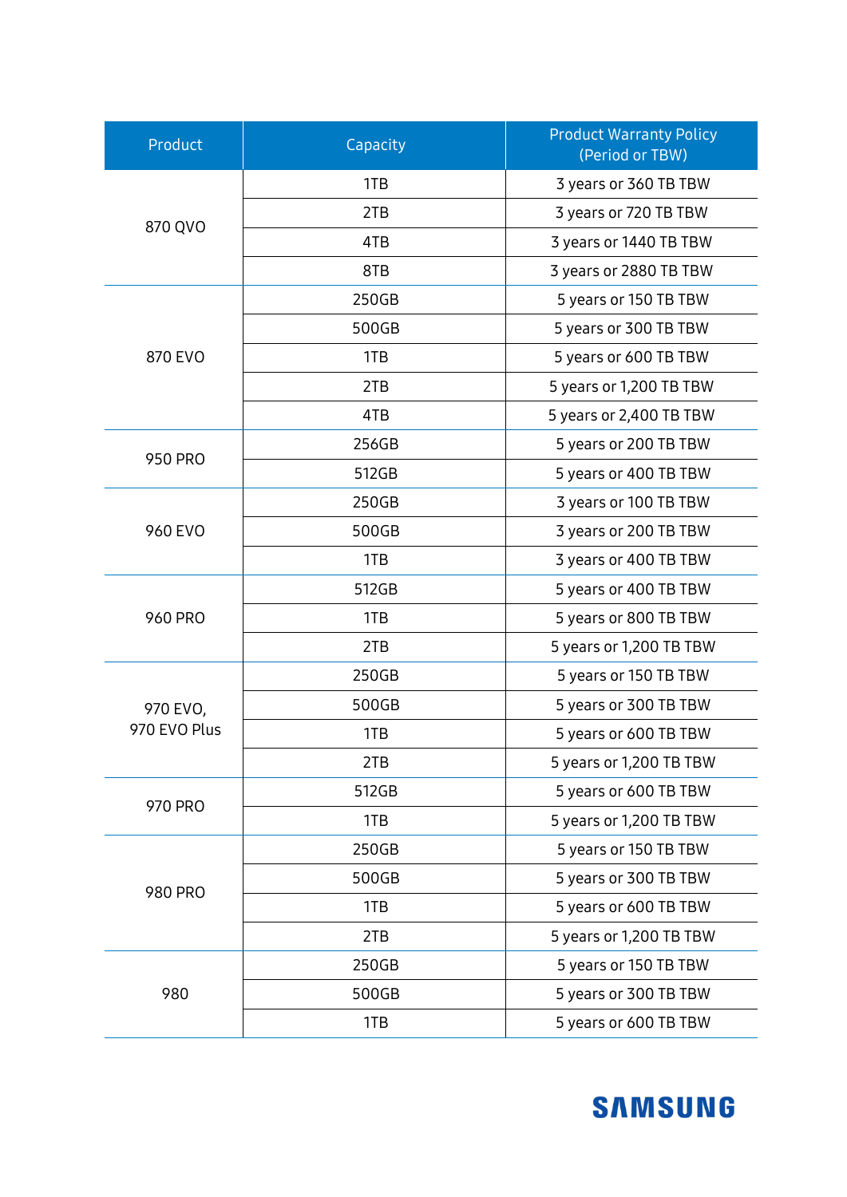| Product | Capacity | Product Warranty Policy (Period or TBW) |
|---|---|---|
| 870 QVO | 1TB | 3 years or 360 TB TBW |
| | 2TB | 3 years or 720 TB TBW |
| | 4TB | 3 years or 1440 TB TBW |
| | 8TB | 3 years or 2880 TB TBW |
| 870 EVO | 250GB | 5 years or 150 TB TBW |
| | 500GB | 5 years or 300 TB TBW |
| | 1TB | 5 years or 600 TB TBW |
| | 2TB | 5 years or 1,200 TB TBW |
| | 4TB | 5 years or 2,400 TB TBW |
| 950 PRO | 256GB | 5 years or 200 TB TBW |
| | 512GB | 5 years or 400 TB TBW |
| 960 EVO | 250GB | 3 years or 100 TB TBW |
| | 500GB | 3 years or 200 TB TBW |
| | 1TB | 3 years or 400 TB TBW |
| 960 PRO | 512GB | 5 years or 400 TB TBW |
| | 1TB | 5 years or 800 TB TBW |
| | 2TB | 5 years or 1,200 TB TBW |
| 970 EVO, 970 EVO Plus | 250GB | 5 years or 150 TB TBW |
| | 500GB | 5 years or 300 TB TBW |
| | 1TB | 5 years or 600 TB TBW |
| | 2TB | 5 years or 1,200 TB TBW |
| 970 PRO | 512GB | 5 years or 600 TB TBW |
| | 1TB | 5 years or 1,200 TB TBW |
| 980 PRO | 250GB | 5 years or 150 TB TBW |
| | 500GB | 5 years or 300 TB TBW |
| | 1TB | 5 years or 600 TB TBW |
| | 2TB | 5 years or 1,200 TB TBW |
| 980 | 250GB | 5 years or 150 TB TBW |
| | 500GB | 5 years or 300 TB TBW |
| | 1TB | 5 years or 600 TB TBW |

SAMSUNG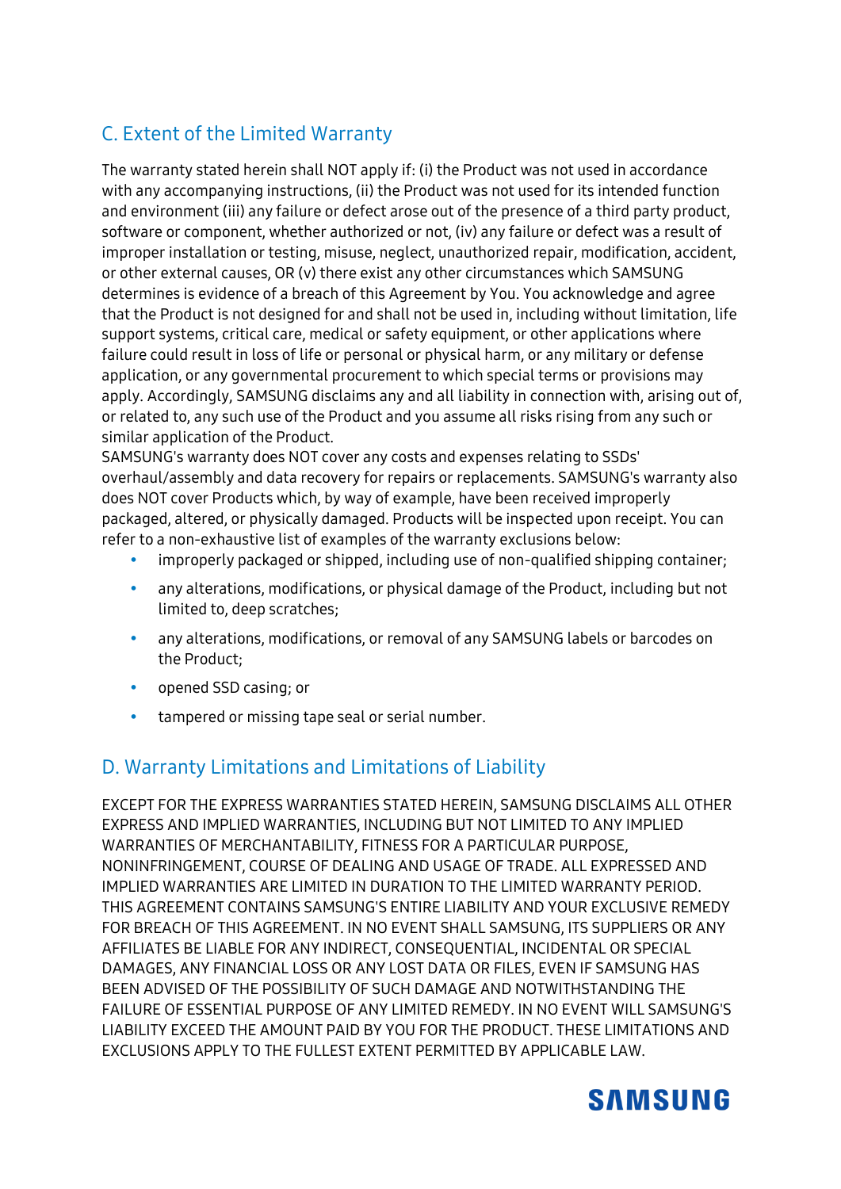## C. Extent of the Limited Warranty

The warranty stated herein shall NOT apply if: (i) the Product was not used in accordance with any accompanying instructions, (ii) the Product was not used for its intended function and environment (iii) any failure or defect arose out of the presence of a third party product, software or component, whether authorized or not, (iv) any failure or defect was a result of improper installation or testing, misuse, neglect, unauthorized repair, modification, accident, or other external causes, OR (v) there exist any other circumstances which SAMSUNG determines is evidence of a breach of this Agreement by You. You acknowledge and agree that the Product is not designed for and shall not be used in, including without limitation, life support systems, critical care, medical or safety equipment, or other applications where failure could result in loss of life or personal or physical harm, or any military or defense application, or any governmental procurement to which special terms or provisions may apply. Accordingly, SAMSUNG disclaims any and all liability in connection with, arising out of, or related to, any such use of the Product and you assume all risks rising from any such or similar application of the Product.

SAMSUNG's warranty does NOT cover any costs and expenses relating to SSDs' overhaul/assembly and data recovery for repairs or replacements. SAMSUNG's warranty also does NOT cover Products which, by way of example, have been received improperly packaged, altered, or physically damaged. Products will be inspected upon receipt. You can refer to a non-exhaustive list of examples of the warranty exclusions below:

- improperly packaged or shipped, including use of non-qualified shipping container;
- any alterations, modifications, or physical damage of the Product, including but not limited to, deep scratches;
- any alterations, modifications, or removal of any SAMSUNG labels or barcodes on the Product;
- opened SSD casing; or
- tampered or missing tape seal or serial number.

## D. Warranty Limitations and Limitations of Liability

EXCEPT FOR THE EXPRESS WARRANTIES STATED HEREIN, SAMSUNG DISCLAIMS ALL OTHER EXPRESS AND IMPLIED WARRANTIES, INCLUDING BUT NOT LIMITED TO ANY IMPLIED WARRANTIES OF MERCHANTABILITY, FITNESS FOR A PARTICULAR PURPOSE, NONINFRINGEMENT, COURSE OF DEALING AND USAGE OF TRADE. ALL EXPRESSED AND IMPLIED WARRANTIES ARE LIMITED IN DURATION TO THE LIMITED WARRANTY PERIOD. THIS AGREEMENT CONTAINS SAMSUNG'S ENTIRE LIABILITY AND YOUR EXCLUSIVE REMEDY FOR BREACH OF THIS AGREEMENT. IN NO EVENT SHALL SAMSUNG, ITS SUPPLIERS OR ANY AFFILIATES BE LIABLE FOR ANY INDIRECT, CONSEQUENTIAL, INCIDENTAL OR SPECIAL DAMAGES, ANY FINANCIAL LOSS OR ANY LOST DATA OR FILES, EVEN IF SAMSUNG HAS BEEN ADVISED OF THE POSSIBILITY OF SUCH DAMAGE AND NOTWITHSTANDING THE FAILURE OF ESSENTIAL PURPOSE OF ANY LIMITED REMEDY. IN NO EVENT WILL SAMSUNG'S LIABILITY EXCEED THE AMOUNT PAID BY YOU FOR THE PRODUCT. THESE LIMITATIONS AND EXCLUSIONS APPLY TO THE FULLEST EXTENT PERMITTED BY APPLICABLE LAW.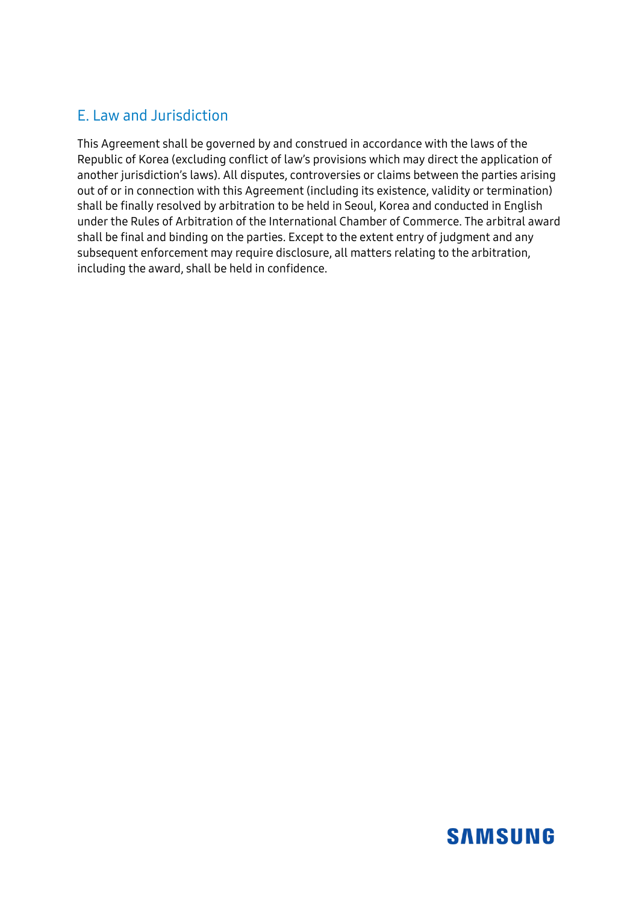## E. Law and Jurisdiction

This Agreement shall be governed by and construed in accordance with the laws of the Republic of Korea (excluding conflict of law's provisions which may direct the application of another jurisdiction's laws). All disputes, controversies or claims between the parties arising out of or in connection with this Agreement (including its existence, validity or termination) shall be finally resolved by arbitration to be held in Seoul, Korea and conducted in English under the Rules of Arbitration of the International Chamber of Commerce. The arbitral award shall be final and binding on the parties. Except to the extent entry of judgment and any subsequent enforcement may require disclosure, all matters relating to the arbitration, including the award, shall be held in confidence.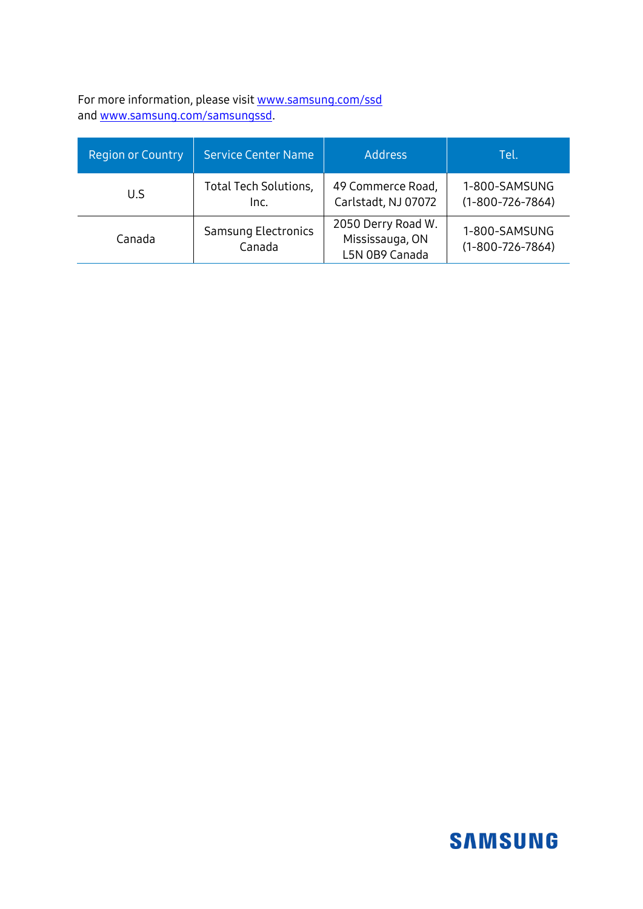For more information, please visit www.samsung.com/ssd
and www.samsung.com/samsungssd.

| Region or Country | Service Center Name | Address | Tel. |
|---|---|---|---|
| U.S | Total Tech Solutions, Inc. | 49 Commerce Road, Carlstadt, NJ 07072 | 1-800-SAMSUNG (1-800-726-7864) |
| Canada | Samsung Electronics Canada | 2050 Derry Road W. Mississauga, ON L5N 0B9 Canada | 1-800-SAMSUNG (1-800-726-7864) |